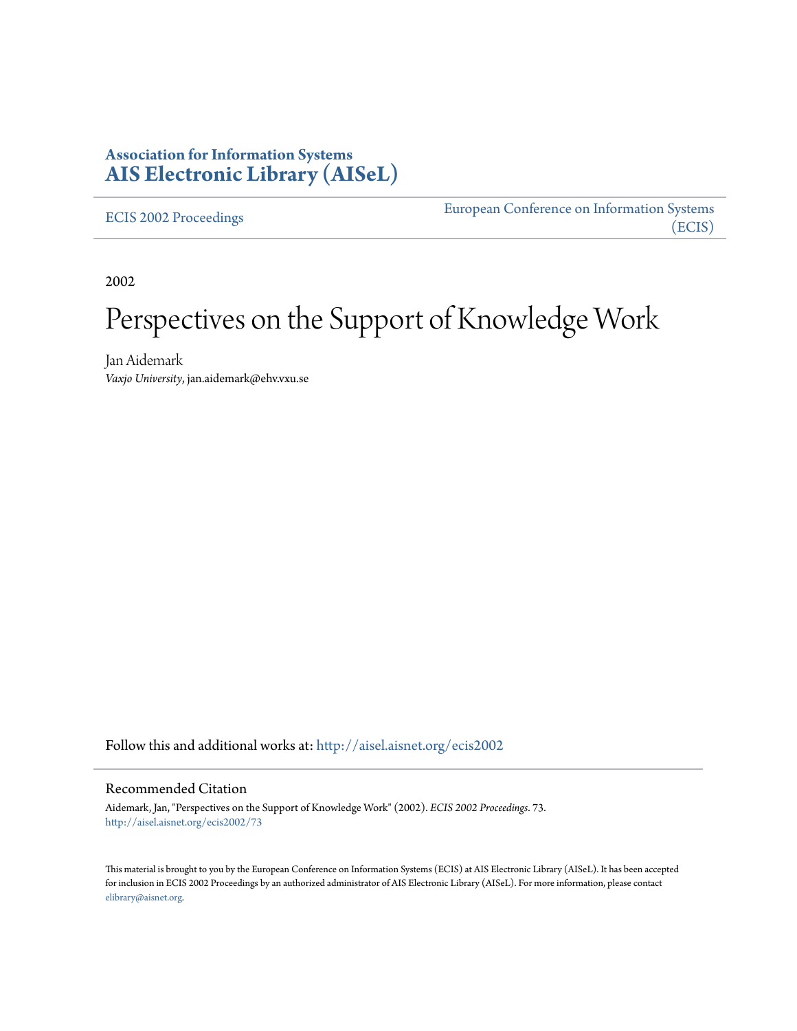**Association for Information Systems**
**AIS Electronic Library (AISeL)**

ECIS 2002 Proceedings

European Conference on Information Systems (ECIS)

2002

# Perspectives on the Support of Knowledge Work

Jan Aidemark
*Vaxjo University*, jan.aidemark@ehv.vxu.se

Follow this and additional works at: http://aisel.aisnet.org/ecis2002

## Recommended Citation

Aidemark, Jan, "Perspectives on the Support of Knowledge Work" (2002). *ECIS 2002 Proceedings*. 73.
http://aisel.aisnet.org/ecis2002/73

This material is brought to you by the European Conference on Information Systems (ECIS) at AIS Electronic Library (AISeL). It has been accepted for inclusion in ECIS 2002 Proceedings by an authorized administrator of AIS Electronic Library (AISeL). For more information, please contact elibrary@aisnet.org.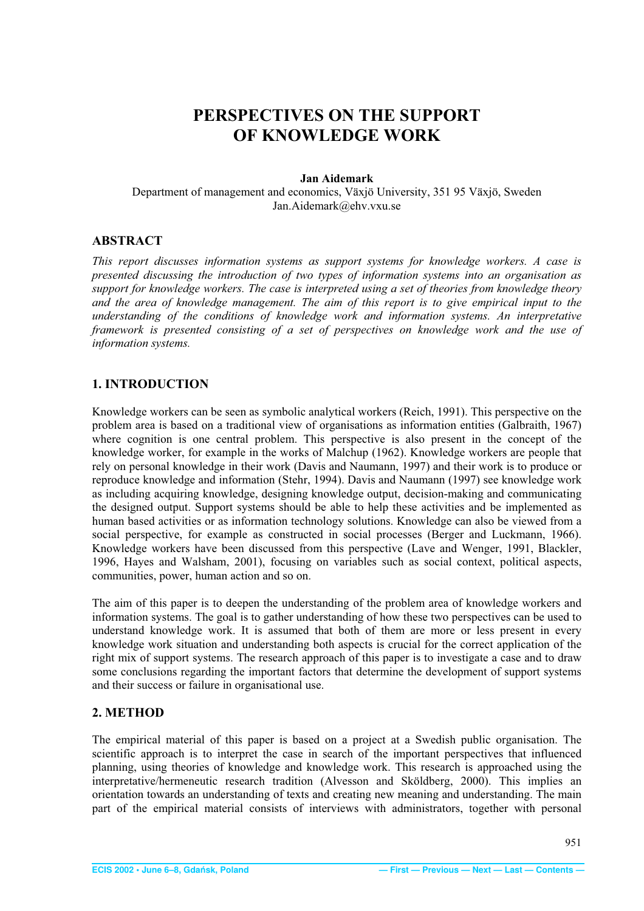# PERSPECTIVES ON THE SUPPORT OF KNOWLEDGE WORK

**Jan Aidemark**

Department of management and economics, Växjö University, 351 95 Växjö, Sweden
Jan.Aidemark@ehv.vxu.se

## ABSTRACT

*This report discusses information systems as support systems for knowledge workers. A case is presented discussing the introduction of two types of information systems into an organisation as support for knowledge workers. The case is interpreted using a set of theories from knowledge theory and the area of knowledge management. The aim of this report is to give empirical input to the understanding of the conditions of knowledge work and information systems. An interpretative framework is presented consisting of a set of perspectives on knowledge work and the use of information systems.*

## 1. INTRODUCTION

Knowledge workers can be seen as symbolic analytical workers (Reich, 1991). This perspective on the problem area is based on a traditional view of organisations as information entities (Galbraith, 1967) where cognition is one central problem. This perspective is also present in the concept of the knowledge worker, for example in the works of Malchup (1962). Knowledge workers are people that rely on personal knowledge in their work (Davis and Naumann, 1997) and their work is to produce or reproduce knowledge and information (Stehr, 1994). Davis and Naumann (1997) see knowledge work as including acquiring knowledge, designing knowledge output, decision-making and communicating the designed output. Support systems should be able to help these activities and be implemented as human based activities or as information technology solutions. Knowledge can also be viewed from a social perspective, for example as constructed in social processes (Berger and Luckmann, 1966). Knowledge workers have been discussed from this perspective (Lave and Wenger, 1991, Blackler, 1996, Hayes and Walsham, 2001), focusing on variables such as social context, political aspects, communities, power, human action and so on.

The aim of this paper is to deepen the understanding of the problem area of knowledge workers and information systems. The goal is to gather understanding of how these two perspectives can be used to understand knowledge work. It is assumed that both of them are more or less present in every knowledge work situation and understanding both aspects is crucial for the correct application of the right mix of support systems. The research approach of this paper is to investigate a case and to draw some conclusions regarding the important factors that determine the development of support systems and their success or failure in organisational use.

## 2. METHOD

The empirical material of this paper is based on a project at a Swedish public organisation. The scientific approach is to interpret the case in search of the important perspectives that influenced planning, using theories of knowledge and knowledge work. This research is approached using the interpretative/hermeneutic research tradition (Alvesson and Sköldberg, 2000). This implies an orientation towards an understanding of texts and creating new meaning and understanding. The main part of the empirical material consists of interviews with administrators, together with personal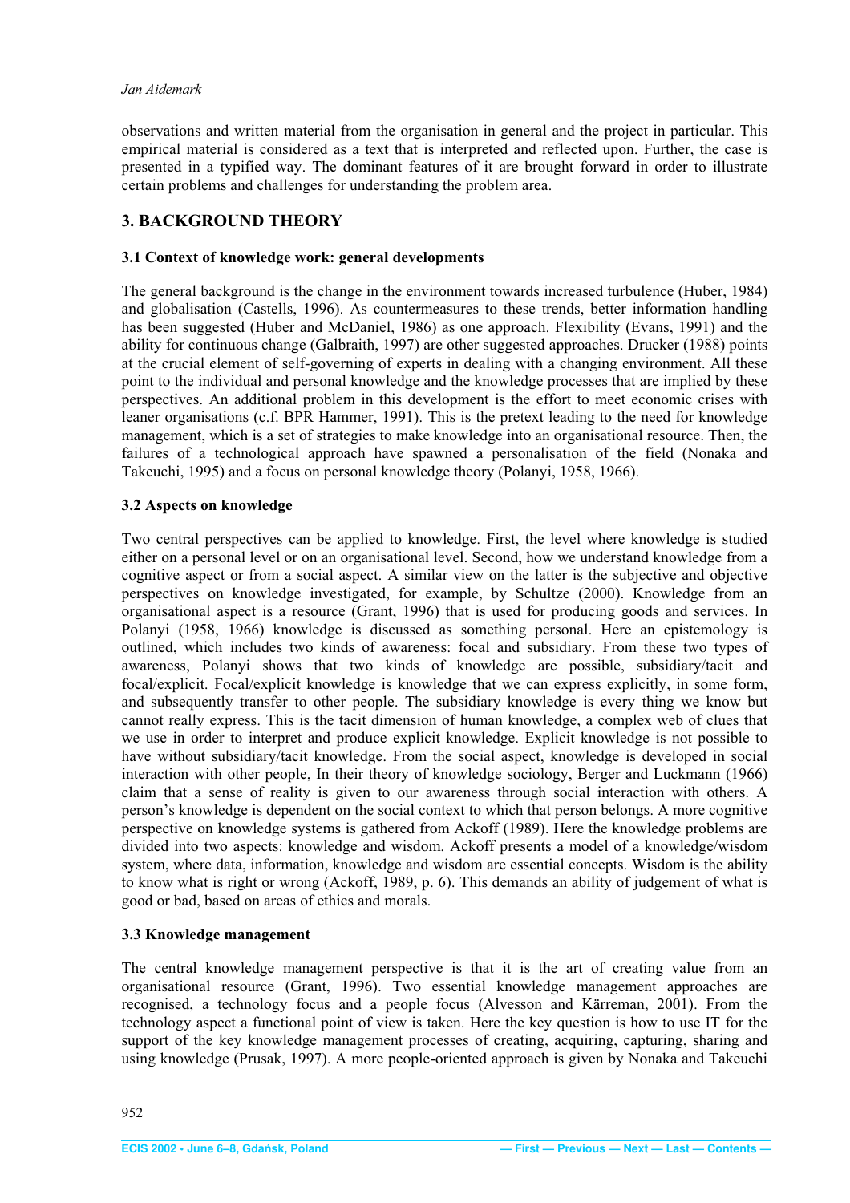observations and written material from the organisation in general and the project in particular. This empirical material is considered as a text that is interpreted and reflected upon. Further, the case is presented in a typified way. The dominant features of it are brought forward in order to illustrate certain problems and challenges for understanding the problem area.

## 3. BACKGROUND THEORY

### 3.1 Context of knowledge work: general developments

The general background is the change in the environment towards increased turbulence (Huber, 1984) and globalisation (Castells, 1996). As countermeasures to these trends, better information handling has been suggested (Huber and McDaniel, 1986) as one approach. Flexibility (Evans, 1991) and the ability for continuous change (Galbraith, 1997) are other suggested approaches. Drucker (1988) points at the crucial element of self-governing of experts in dealing with a changing environment. All these point to the individual and personal knowledge and the knowledge processes that are implied by these perspectives. An additional problem in this development is the effort to meet economic crises with leaner organisations (c.f. BPR Hammer, 1991). This is the pretext leading to the need for knowledge management, which is a set of strategies to make knowledge into an organisational resource. Then, the failures of a technological approach have spawned a personalisation of the field (Nonaka and Takeuchi, 1995) and a focus on personal knowledge theory (Polanyi, 1958, 1966).

### 3.2 Aspects on knowledge

Two central perspectives can be applied to knowledge. First, the level where knowledge is studied either on a personal level or on an organisational level. Second, how we understand knowledge from a cognitive aspect or from a social aspect. A similar view on the latter is the subjective and objective perspectives on knowledge investigated, for example, by Schultze (2000). Knowledge from an organisational aspect is a resource (Grant, 1996) that is used for producing goods and services. In Polanyi (1958, 1966) knowledge is discussed as something personal. Here an epistemology is outlined, which includes two kinds of awareness: focal and subsidiary. From these two types of awareness, Polanyi shows that two kinds of knowledge are possible, subsidiary/tacit and focal/explicit. Focal/explicit knowledge is knowledge that we can express explicitly, in some form, and subsequently transfer to other people. The subsidiary knowledge is every thing we know but cannot really express. This is the tacit dimension of human knowledge, a complex web of clues that we use in order to interpret and produce explicit knowledge. Explicit knowledge is not possible to have without subsidiary/tacit knowledge. From the social aspect, knowledge is developed in social interaction with other people, In their theory of knowledge sociology, Berger and Luckmann (1966) claim that a sense of reality is given to our awareness through social interaction with others. A person's knowledge is dependent on the social context to which that person belongs. A more cognitive perspective on knowledge systems is gathered from Ackoff (1989). Here the knowledge problems are divided into two aspects: knowledge and wisdom. Ackoff presents a model of a knowledge/wisdom system, where data, information, knowledge and wisdom are essential concepts. Wisdom is the ability to know what is right or wrong (Ackoff, 1989, p. 6). This demands an ability of judgement of what is good or bad, based on areas of ethics and morals.

### 3.3 Knowledge management

The central knowledge management perspective is that it is the art of creating value from an organisational resource (Grant, 1996). Two essential knowledge management approaches are recognised, a technology focus and a people focus (Alvesson and Kärreman, 2001). From the technology aspect a functional point of view is taken. Here the key question is how to use IT for the support of the key knowledge management processes of creating, acquiring, capturing, sharing and using knowledge (Prusak, 1997). A more people-oriented approach is given by Nonaka and Takeuchi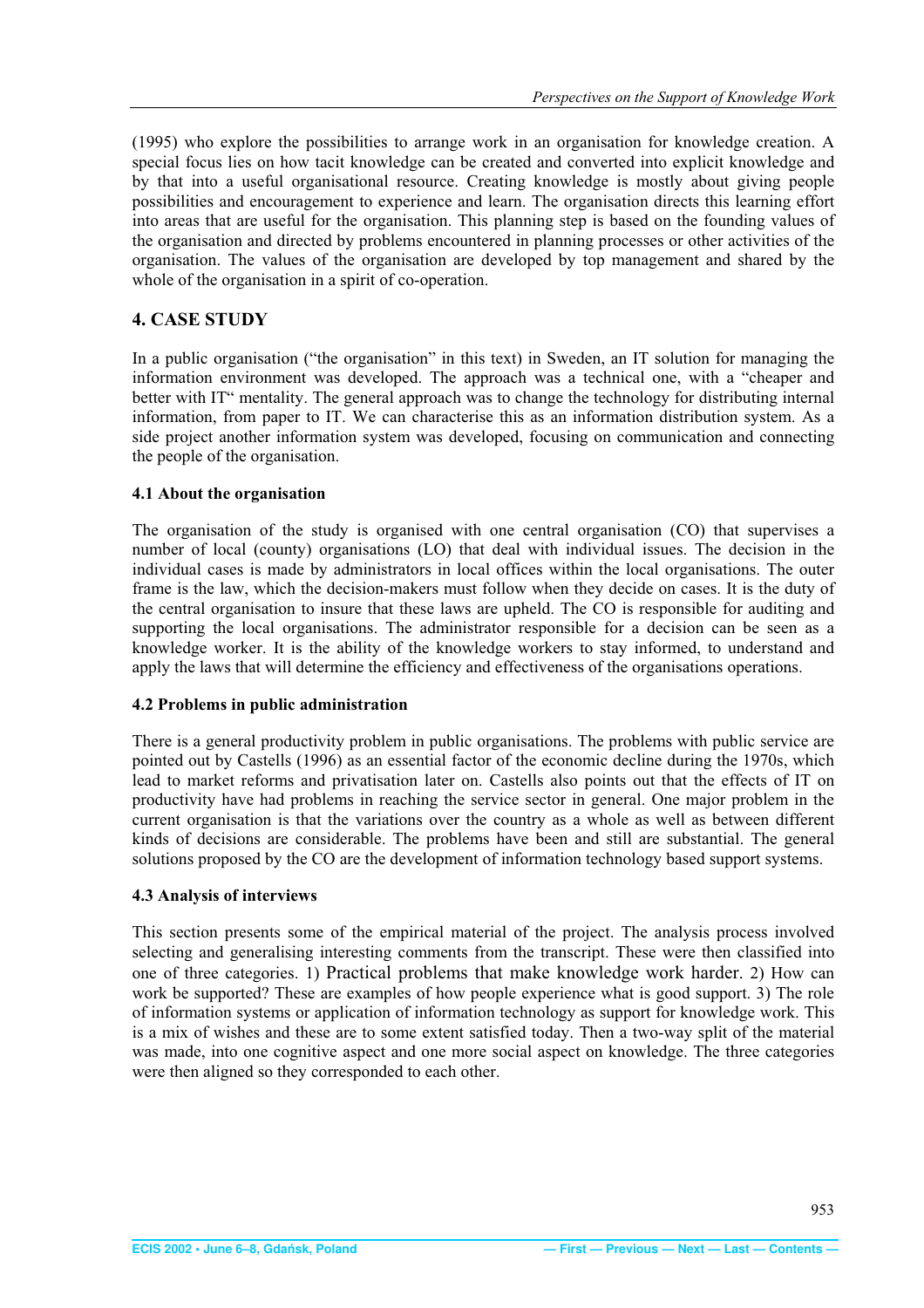(1995) who explore the possibilities to arrange work in an organisation for knowledge creation. A special focus lies on how tacit knowledge can be created and converted into explicit knowledge and by that into a useful organisational resource. Creating knowledge is mostly about giving people possibilities and encouragement to experience and learn. The organisation directs this learning effort into areas that are useful for the organisation. This planning step is based on the founding values of the organisation and directed by problems encountered in planning processes or other activities of the organisation. The values of the organisation are developed by top management and shared by the whole of the organisation in a spirit of co-operation.

## 4. CASE STUDY

In a public organisation ("the organisation" in this text) in Sweden, an IT solution for managing the information environment was developed. The approach was a technical one, with a "cheaper and better with IT" mentality. The general approach was to change the technology for distributing internal information, from paper to IT. We can characterise this as an information distribution system. As a side project another information system was developed, focusing on communication and connecting the people of the organisation.

### 4.1 About the organisation

The organisation of the study is organised with one central organisation (CO) that supervises a number of local (county) organisations (LO) that deal with individual issues. The decision in the individual cases is made by administrators in local offices within the local organisations. The outer frame is the law, which the decision-makers must follow when they decide on cases. It is the duty of the central organisation to insure that these laws are upheld. The CO is responsible for auditing and supporting the local organisations. The administrator responsible for a decision can be seen as a knowledge worker. It is the ability of the knowledge workers to stay informed, to understand and apply the laws that will determine the efficiency and effectiveness of the organisations operations.

### 4.2 Problems in public administration

There is a general productivity problem in public organisations. The problems with public service are pointed out by Castells (1996) as an essential factor of the economic decline during the 1970s, which lead to market reforms and privatisation later on. Castells also points out that the effects of IT on productivity have had problems in reaching the service sector in general. One major problem in the current organisation is that the variations over the country as a whole as well as between different kinds of decisions are considerable. The problems have been and still are substantial. The general solutions proposed by the CO are the development of information technology based support systems.

### 4.3 Analysis of interviews

This section presents some of the empirical material of the project. The analysis process involved selecting and generalising interesting comments from the transcript. These were then classified into one of three categories. 1) Practical problems that make knowledge work harder. 2) How can work be supported? These are examples of how people experience what is good support. 3) The role of information systems or application of information technology as support for knowledge work. This is a mix of wishes and these are to some extent satisfied today. Then a two-way split of the material was made, into one cognitive aspect and one more social aspect on knowledge. The three categories were then aligned so they corresponded to each other.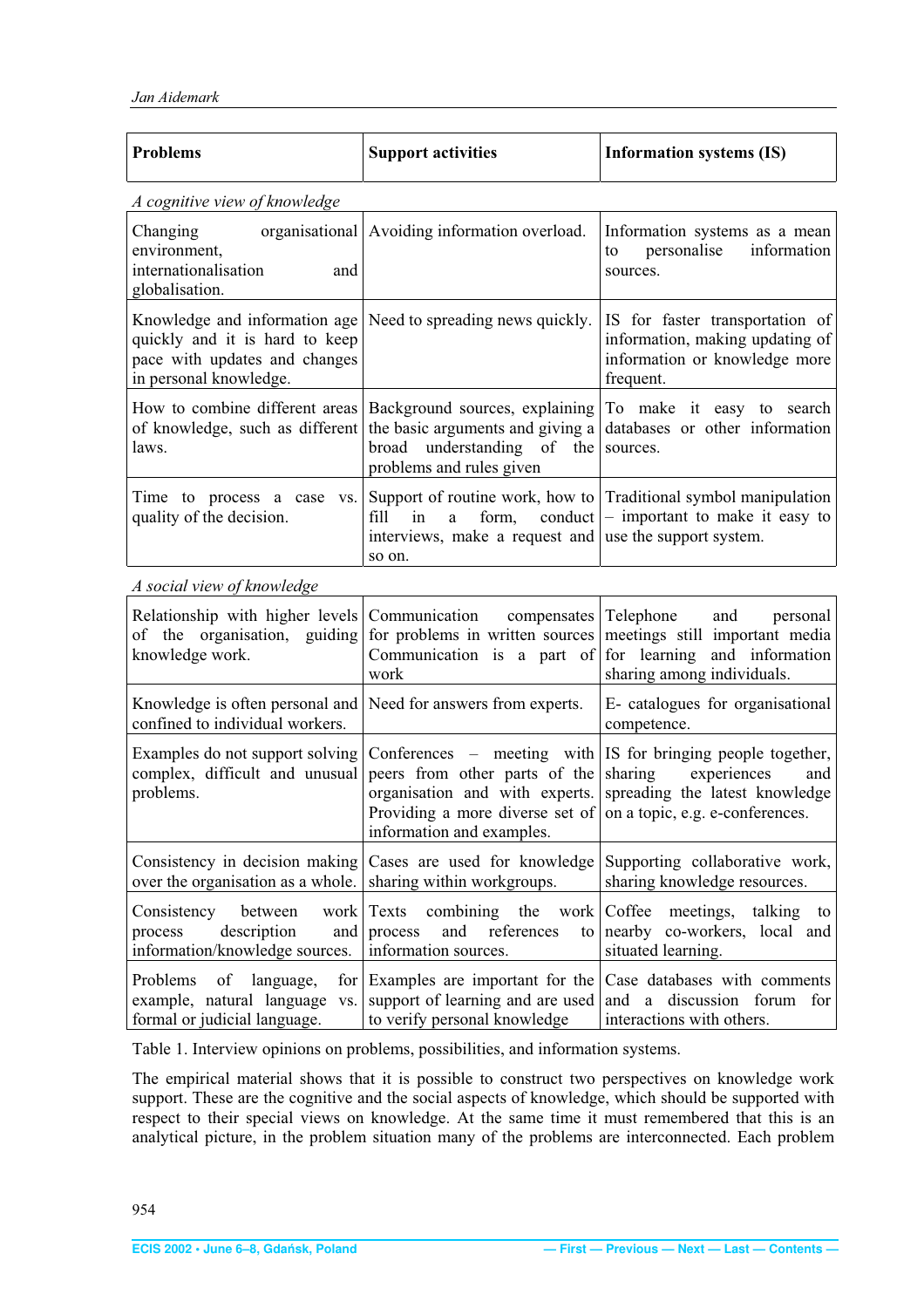| Problems | Support activities | Information systems (IS) |
|---|---|---|
| *A cognitive view of knowledge* | | |
| Changing organisational environment, internationalisation and globalisation. | Avoiding information overload. | Information systems as a mean to personalise information sources. |
| Knowledge and information age quickly and it is hard to keep pace with updates and changes in personal knowledge. | Need to spreading news quickly. | IS for faster transportation of information, making updating of information or knowledge more frequent. |
| How to combine different areas of knowledge, such as different laws. | Background sources, explaining the basic arguments and giving a broad understanding of the problems and rules given | To make it easy to search databases or other information sources. |
| Time to process a case vs. quality of the decision. | Support of routine work, how to fill in a form, conduct interviews, make a request and so on. | Traditional symbol manipulation – important to make it easy to use the support system. |
| *A social view of knowledge* | | |
| Relationship with higher levels of the organisation, guiding knowledge work. | Communication compensates for problems in written sources Communication is a part of work | Telephone and personal meetings still important media for learning and information sharing among individuals. |
| Knowledge is often personal and confined to individual workers. | Need for answers from experts. | E- catalogues for organisational competence. |
| Examples do not support solving complex, difficult and unusual problems. | Conferences – meeting with peers from other parts of the organisation and with experts. Providing a more diverse set of information and examples. | IS for bringing people together, sharing experiences and spreading the latest knowledge on a topic, e.g. e-conferences. |
| Consistency in decision making over the organisation as a whole. | Cases are used for knowledge sharing within workgroups. | Supporting collaborative work, sharing knowledge resources. |
| Consistency between work process description and information/knowledge sources. | Texts combining the work process and references to information sources. | Coffee meetings, talking to nearby co-workers, local and situated learning. |
| Problems of language, for example, natural language vs. formal or judicial language. | Examples are important for the support of learning and are used to verify personal knowledge | Case databases with comments and a discussion forum for interactions with others. |

Table 1. Interview opinions on problems, possibilities, and information systems.

The empirical material shows that it is possible to construct two perspectives on knowledge work support. These are the cognitive and the social aspects of knowledge, which should be supported with respect to their special views on knowledge. At the same time it must remembered that this is an analytical picture, in the problem situation many of the problems are interconnected. Each problem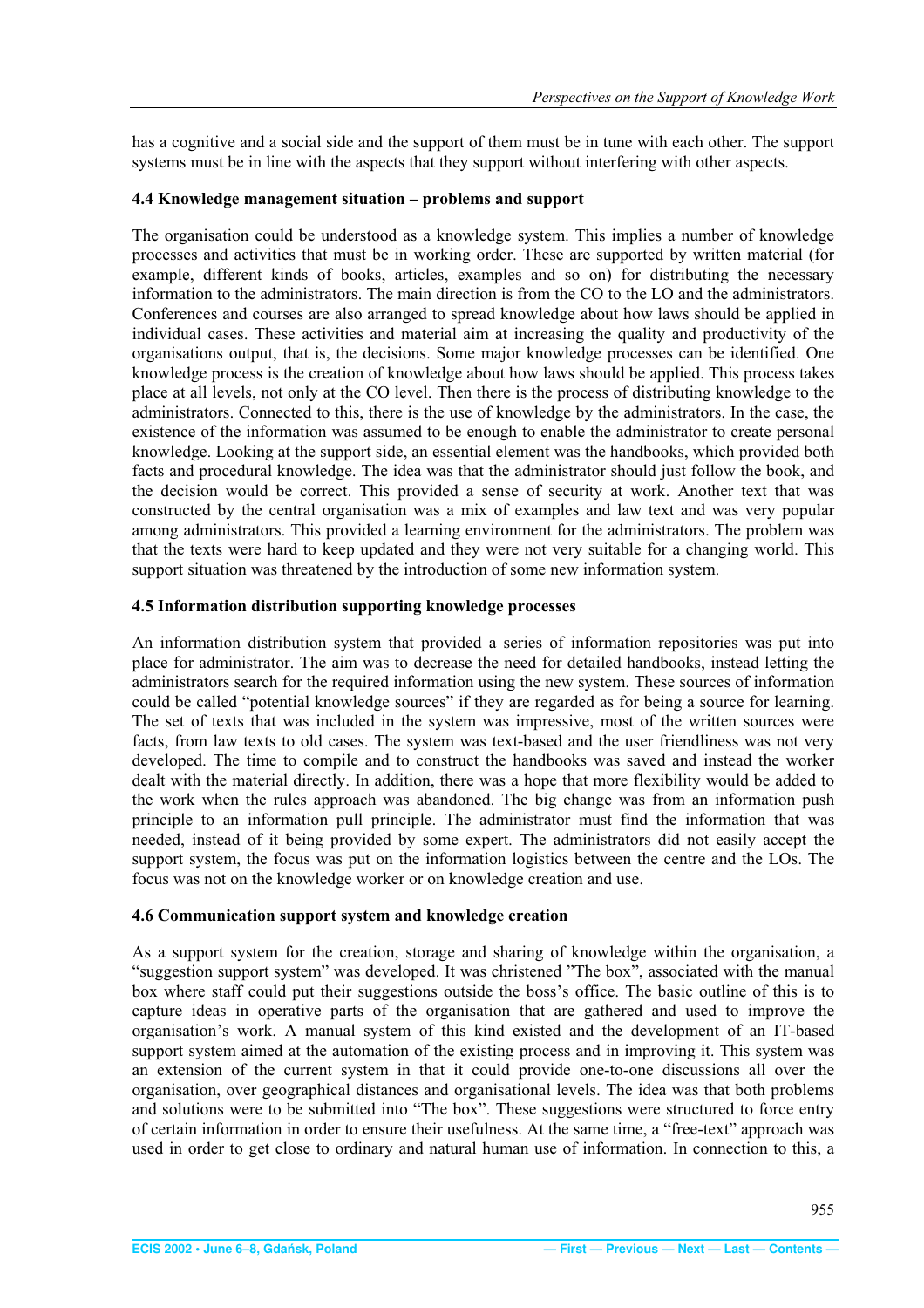has a cognitive and a social side and the support of them must be in tune with each other. The support systems must be in line with the aspects that they support without interfering with other aspects.

### 4.4 Knowledge management situation – problems and support

The organisation could be understood as a knowledge system. This implies a number of knowledge processes and activities that must be in working order. These are supported by written material (for example, different kinds of books, articles, examples and so on) for distributing the necessary information to the administrators. The main direction is from the CO to the LO and the administrators. Conferences and courses are also arranged to spread knowledge about how laws should be applied in individual cases. These activities and material aim at increasing the quality and productivity of the organisations output, that is, the decisions. Some major knowledge processes can be identified. One knowledge process is the creation of knowledge about how laws should be applied. This process takes place at all levels, not only at the CO level. Then there is the process of distributing knowledge to the administrators. Connected to this, there is the use of knowledge by the administrators. In the case, the existence of the information was assumed to be enough to enable the administrator to create personal knowledge. Looking at the support side, an essential element was the handbooks, which provided both facts and procedural knowledge. The idea was that the administrator should just follow the book, and the decision would be correct. This provided a sense of security at work. Another text that was constructed by the central organisation was a mix of examples and law text and was very popular among administrators. This provided a learning environment for the administrators. The problem was that the texts were hard to keep updated and they were not very suitable for a changing world. This support situation was threatened by the introduction of some new information system.

### 4.5 Information distribution supporting knowledge processes

An information distribution system that provided a series of information repositories was put into place for administrator. The aim was to decrease the need for detailed handbooks, instead letting the administrators search for the required information using the new system. These sources of information could be called "potential knowledge sources" if they are regarded as for being a source for learning. The set of texts that was included in the system was impressive, most of the written sources were facts, from law texts to old cases. The system was text-based and the user friendliness was not very developed. The time to compile and to construct the handbooks was saved and instead the worker dealt with the material directly. In addition, there was a hope that more flexibility would be added to the work when the rules approach was abandoned. The big change was from an information push principle to an information pull principle. The administrator must find the information that was needed, instead of it being provided by some expert. The administrators did not easily accept the support system, the focus was put on the information logistics between the centre and the LOs. The focus was not on the knowledge worker or on knowledge creation and use.

### 4.6 Communication support system and knowledge creation

As a support system for the creation, storage and sharing of knowledge within the organisation, a "suggestion support system" was developed. It was christened "The box", associated with the manual box where staff could put their suggestions outside the boss's office. The basic outline of this is to capture ideas in operative parts of the organisation that are gathered and used to improve the organisation's work. A manual system of this kind existed and the development of an IT-based support system aimed at the automation of the existing process and in improving it. This system was an extension of the current system in that it could provide one-to-one discussions all over the organisation, over geographical distances and organisational levels. The idea was that both problems and solutions were to be submitted into "The box". These suggestions were structured to force entry of certain information in order to ensure their usefulness. At the same time, a "free-text" approach was used in order to get close to ordinary and natural human use of information. In connection to this, a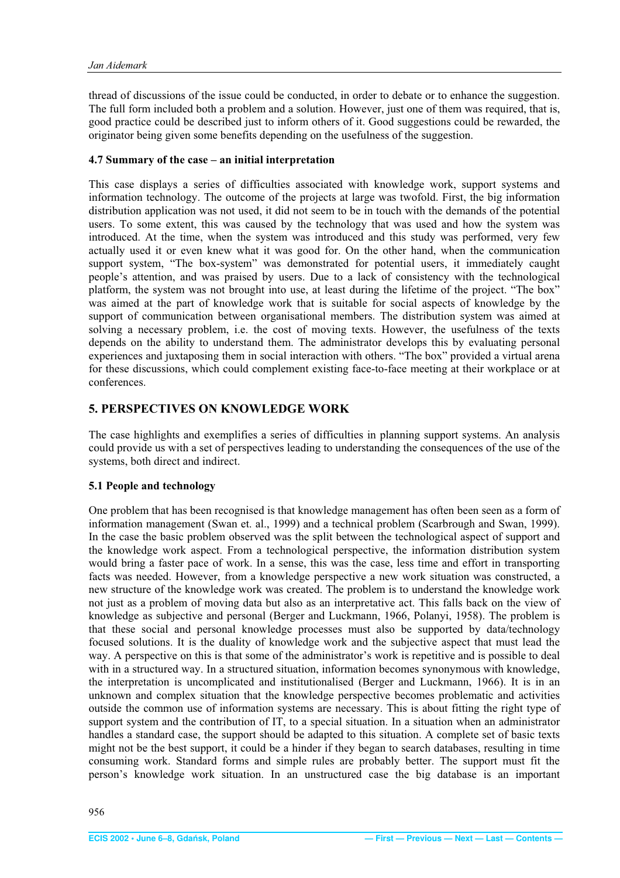thread of discussions of the issue could be conducted, in order to debate or to enhance the suggestion. The full form included both a problem and a solution. However, just one of them was required, that is, good practice could be described just to inform others of it. Good suggestions could be rewarded, the originator being given some benefits depending on the usefulness of the suggestion.

### 4.7 Summary of the case – an initial interpretation

This case displays a series of difficulties associated with knowledge work, support systems and information technology. The outcome of the projects at large was twofold. First, the big information distribution application was not used, it did not seem to be in touch with the demands of the potential users. To some extent, this was caused by the technology that was used and how the system was introduced. At the time, when the system was introduced and this study was performed, very few actually used it or even knew what it was good for. On the other hand, when the communication support system, "The box-system" was demonstrated for potential users, it immediately caught people's attention, and was praised by users. Due to a lack of consistency with the technological platform, the system was not brought into use, at least during the lifetime of the project. "The box" was aimed at the part of knowledge work that is suitable for social aspects of knowledge by the support of communication between organisational members. The distribution system was aimed at solving a necessary problem, i.e. the cost of moving texts. However, the usefulness of the texts depends on the ability to understand them. The administrator develops this by evaluating personal experiences and juxtaposing them in social interaction with others. "The box" provided a virtual arena for these discussions, which could complement existing face-to-face meeting at their workplace or at conferences.

## 5. PERSPECTIVES ON KNOWLEDGE WORK

The case highlights and exemplifies a series of difficulties in planning support systems. An analysis could provide us with a set of perspectives leading to understanding the consequences of the use of the systems, both direct and indirect.

### 5.1 People and technology

One problem that has been recognised is that knowledge management has often been seen as a form of information management (Swan et. al., 1999) and a technical problem (Scarbrough and Swan, 1999). In the case the basic problem observed was the split between the technological aspect of support and the knowledge work aspect. From a technological perspective, the information distribution system would bring a faster pace of work. In a sense, this was the case, less time and effort in transporting facts was needed. However, from a knowledge perspective a new work situation was constructed, a new structure of the knowledge work was created. The problem is to understand the knowledge work not just as a problem of moving data but also as an interpretative act. This falls back on the view of knowledge as subjective and personal (Berger and Luckmann, 1966, Polanyi, 1958). The problem is that these social and personal knowledge processes must also be supported by data/technology focused solutions. It is the duality of knowledge work and the subjective aspect that must lead the way. A perspective on this is that some of the administrator's work is repetitive and is possible to deal with in a structured way. In a structured situation, information becomes synonymous with knowledge, the interpretation is uncomplicated and institutionalised (Berger and Luckmann, 1966). It is in an unknown and complex situation that the knowledge perspective becomes problematic and activities outside the common use of information systems are necessary. This is about fitting the right type of support system and the contribution of IT, to a special situation. In a situation when an administrator handles a standard case, the support should be adapted to this situation. A complete set of basic texts might not be the best support, it could be a hinder if they began to search databases, resulting in time consuming work. Standard forms and simple rules are probably better. The support must fit the person's knowledge work situation. In an unstructured case the big database is an important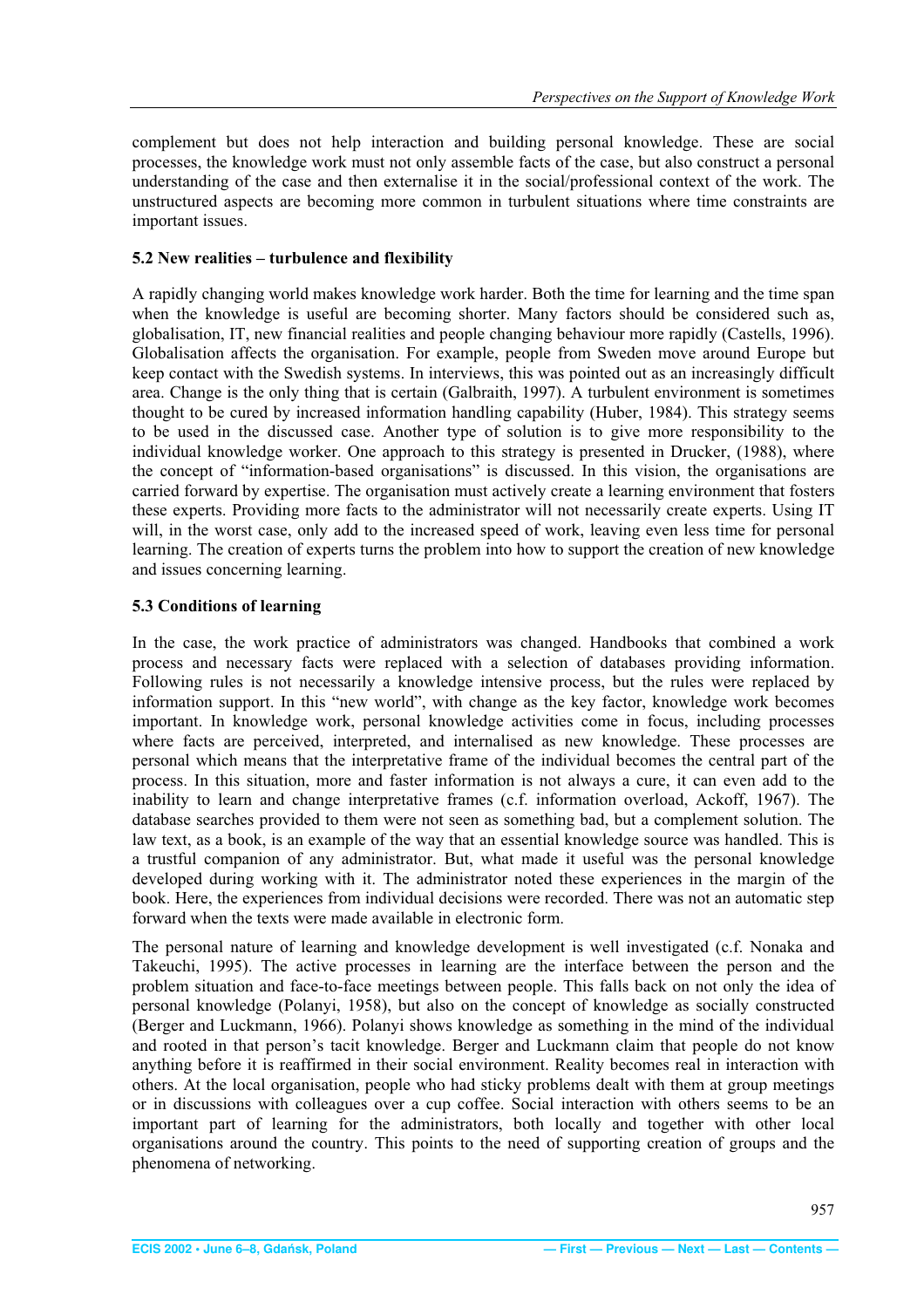complement but does not help interaction and building personal knowledge. These are social processes, the knowledge work must not only assemble facts of the case, but also construct a personal understanding of the case and then externalise it in the social/professional context of the work. The unstructured aspects are becoming more common in turbulent situations where time constraints are important issues.

### 5.2 New realities – turbulence and flexibility

A rapidly changing world makes knowledge work harder. Both the time for learning and the time span when the knowledge is useful are becoming shorter. Many factors should be considered such as, globalisation, IT, new financial realities and people changing behaviour more rapidly (Castells, 1996). Globalisation affects the organisation. For example, people from Sweden move around Europe but keep contact with the Swedish systems. In interviews, this was pointed out as an increasingly difficult area. Change is the only thing that is certain (Galbraith, 1997). A turbulent environment is sometimes thought to be cured by increased information handling capability (Huber, 1984). This strategy seems to be used in the discussed case. Another type of solution is to give more responsibility to the individual knowledge worker. One approach to this strategy is presented in Drucker, (1988), where the concept of "information-based organisations" is discussed. In this vision, the organisations are carried forward by expertise. The organisation must actively create a learning environment that fosters these experts. Providing more facts to the administrator will not necessarily create experts. Using IT will, in the worst case, only add to the increased speed of work, leaving even less time for personal learning. The creation of experts turns the problem into how to support the creation of new knowledge and issues concerning learning.

### 5.3 Conditions of learning

In the case, the work practice of administrators was changed. Handbooks that combined a work process and necessary facts were replaced with a selection of databases providing information. Following rules is not necessarily a knowledge intensive process, but the rules were replaced by information support. In this "new world", with change as the key factor, knowledge work becomes important. In knowledge work, personal knowledge activities come in focus, including processes where facts are perceived, interpreted, and internalised as new knowledge. These processes are personal which means that the interpretative frame of the individual becomes the central part of the process. In this situation, more and faster information is not always a cure, it can even add to the inability to learn and change interpretative frames (c.f. information overload, Ackoff, 1967). The database searches provided to them were not seen as something bad, but a complement solution. The law text, as a book, is an example of the way that an essential knowledge source was handled. This is a trustful companion of any administrator. But, what made it useful was the personal knowledge developed during working with it. The administrator noted these experiences in the margin of the book. Here, the experiences from individual decisions were recorded. There was not an automatic step forward when the texts were made available in electronic form.

The personal nature of learning and knowledge development is well investigated (c.f. Nonaka and Takeuchi, 1995). The active processes in learning are the interface between the person and the problem situation and face-to-face meetings between people. This falls back on not only the idea of personal knowledge (Polanyi, 1958), but also on the concept of knowledge as socially constructed (Berger and Luckmann, 1966). Polanyi shows knowledge as something in the mind of the individual and rooted in that person's tacit knowledge. Berger and Luckmann claim that people do not know anything before it is reaffirmed in their social environment. Reality becomes real in interaction with others. At the local organisation, people who had sticky problems dealt with them at group meetings or in discussions with colleagues over a cup coffee. Social interaction with others seems to be an important part of learning for the administrators, both locally and together with other local organisations around the country. This points to the need of supporting creation of groups and the phenomena of networking.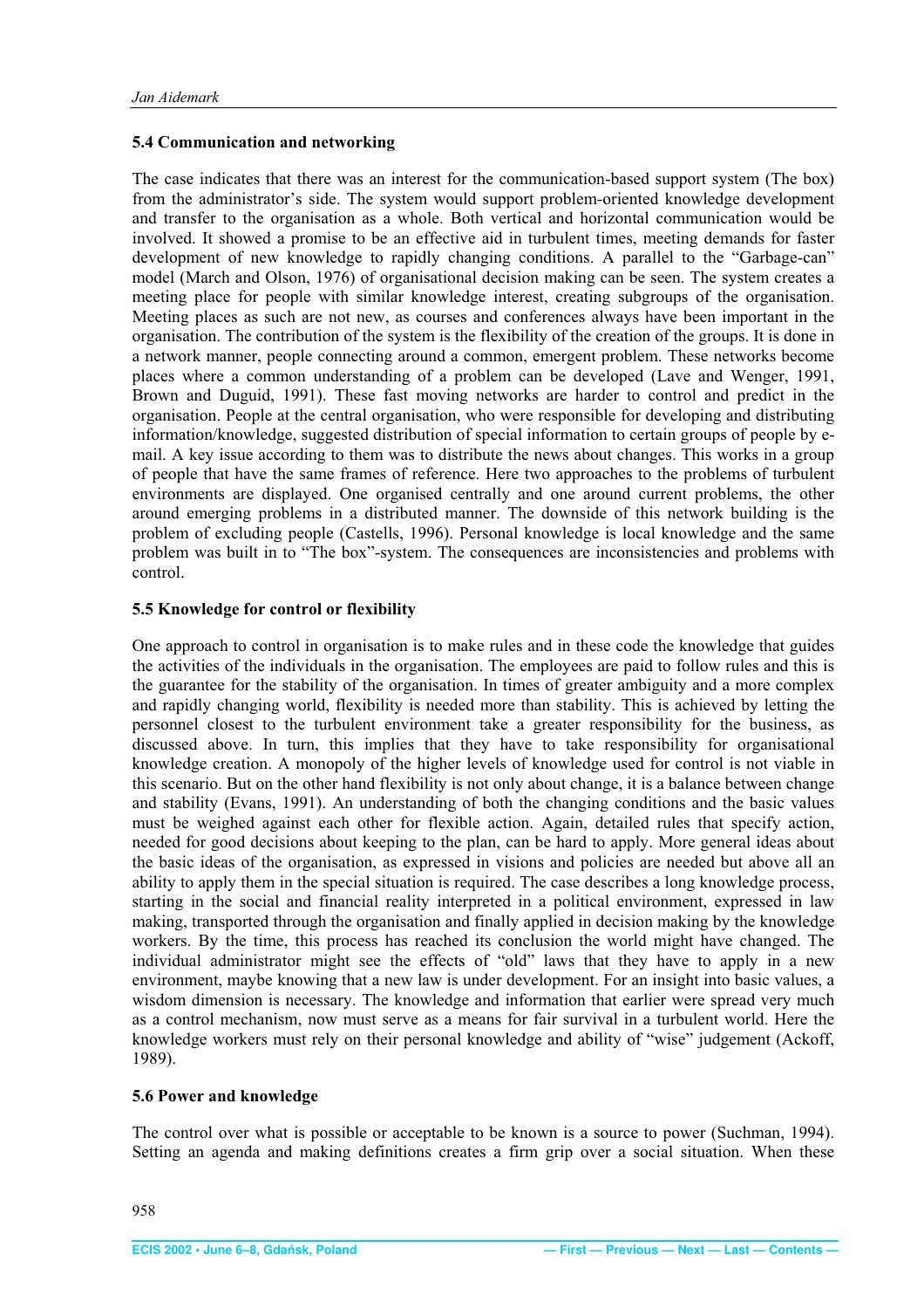### 5.4 Communication and networking

The case indicates that there was an interest for the communication-based support system (The box) from the administrator's side. The system would support problem-oriented knowledge development and transfer to the organisation as a whole. Both vertical and horizontal communication would be involved. It showed a promise to be an effective aid in turbulent times, meeting demands for faster development of new knowledge to rapidly changing conditions. A parallel to the "Garbage-can" model (March and Olson, 1976) of organisational decision making can be seen. The system creates a meeting place for people with similar knowledge interest, creating subgroups of the organisation. Meeting places as such are not new, as courses and conferences always have been important in the organisation. The contribution of the system is the flexibility of the creation of the groups. It is done in a network manner, people connecting around a common, emergent problem. These networks become places where a common understanding of a problem can be developed (Lave and Wenger, 1991, Brown and Duguid, 1991). These fast moving networks are harder to control and predict in the organisation. People at the central organisation, who were responsible for developing and distributing information/knowledge, suggested distribution of special information to certain groups of people by e-mail. A key issue according to them was to distribute the news about changes. This works in a group of people that have the same frames of reference. Here two approaches to the problems of turbulent environments are displayed. One organised centrally and one around current problems, the other around emerging problems in a distributed manner. The downside of this network building is the problem of excluding people (Castells, 1996). Personal knowledge is local knowledge and the same problem was built in to "The box"-system. The consequences are inconsistencies and problems with control.

### 5.5 Knowledge for control or flexibility

One approach to control in organisation is to make rules and in these code the knowledge that guides the activities of the individuals in the organisation. The employees are paid to follow rules and this is the guarantee for the stability of the organisation. In times of greater ambiguity and a more complex and rapidly changing world, flexibility is needed more than stability. This is achieved by letting the personnel closest to the turbulent environment take a greater responsibility for the business, as discussed above. In turn, this implies that they have to take responsibility for organisational knowledge creation. A monopoly of the higher levels of knowledge used for control is not viable in this scenario. But on the other hand flexibility is not only about change, it is a balance between change and stability (Evans, 1991). An understanding of both the changing conditions and the basic values must be weighed against each other for flexible action. Again, detailed rules that specify action, needed for good decisions about keeping to the plan, can be hard to apply. More general ideas about the basic ideas of the organisation, as expressed in visions and policies are needed but above all an ability to apply them in the special situation is required. The case describes a long knowledge process, starting in the social and financial reality interpreted in a political environment, expressed in law making, transported through the organisation and finally applied in decision making by the knowledge workers. By the time, this process has reached its conclusion the world might have changed. The individual administrator might see the effects of "old" laws that they have to apply in a new environment, maybe knowing that a new law is under development. For an insight into basic values, a wisdom dimension is necessary. The knowledge and information that earlier were spread very much as a control mechanism, now must serve as a means for fair survival in a turbulent world. Here the knowledge workers must rely on their personal knowledge and ability of "wise" judgement (Ackoff, 1989).

### 5.6 Power and knowledge

The control over what is possible or acceptable to be known is a source to power (Suchman, 1994). Setting an agenda and making definitions creates a firm grip over a social situation. When these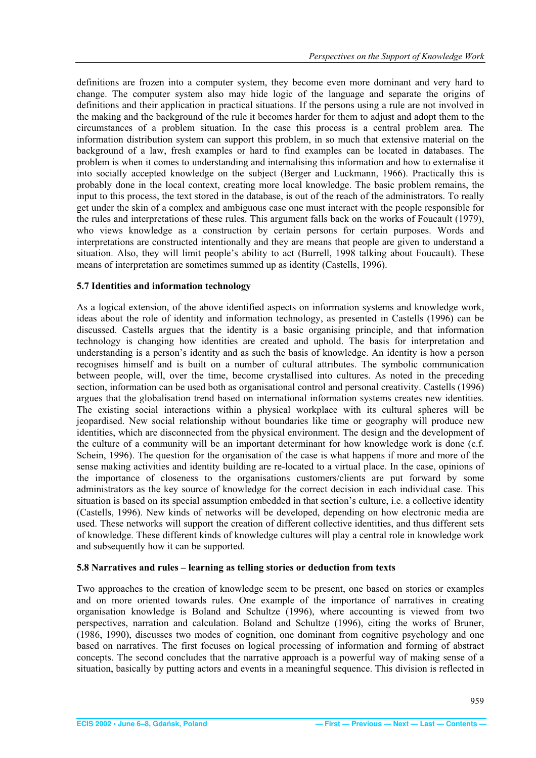definitions are frozen into a computer system, they become even more dominant and very hard to change. The computer system also may hide logic of the language and separate the origins of definitions and their application in practical situations. If the persons using a rule are not involved in the making and the background of the rule it becomes harder for them to adjust and adopt them to the circumstances of a problem situation. In the case this process is a central problem area. The information distribution system can support this problem, in so much that extensive material on the background of a law, fresh examples or hard to find examples can be located in databases. The problem is when it comes to understanding and internalising this information and how to externalise it into socially accepted knowledge on the subject (Berger and Luckmann, 1966). Practically this is probably done in the local context, creating more local knowledge. The basic problem remains, the input to this process, the text stored in the database, is out of the reach of the administrators. To really get under the skin of a complex and ambiguous case one must interact with the people responsible for the rules and interpretations of these rules. This argument falls back on the works of Foucault (1979), who views knowledge as a construction by certain persons for certain purposes. Words and interpretations are constructed intentionally and they are means that people are given to understand a situation. Also, they will limit people's ability to act (Burrell, 1998 talking about Foucault). These means of interpretation are sometimes summed up as identity (Castells, 1996).

### 5.7 Identities and information technology

As a logical extension, of the above identified aspects on information systems and knowledge work, ideas about the role of identity and information technology, as presented in Castells (1996) can be discussed. Castells argues that the identity is a basic organising principle, and that information technology is changing how identities are created and uphold. The basis for interpretation and understanding is a person's identity and as such the basis of knowledge. An identity is how a person recognises himself and is built on a number of cultural attributes. The symbolic communication between people, will, over the time, become crystallised into cultures. As noted in the preceding section, information can be used both as organisational control and personal creativity. Castells (1996) argues that the globalisation trend based on international information systems creates new identities. The existing social interactions within a physical workplace with its cultural spheres will be jeopardised. New social relationship without boundaries like time or geography will produce new identities, which are disconnected from the physical environment. The design and the development of the culture of a community will be an important determinant for how knowledge work is done (c.f. Schein, 1996). The question for the organisation of the case is what happens if more and more of the sense making activities and identity building are re-located to a virtual place. In the case, opinions of the importance of closeness to the organisations customers/clients are put forward by some administrators as the key source of knowledge for the correct decision in each individual case. This situation is based on its special assumption embedded in that section's culture, i.e. a collective identity (Castells, 1996). New kinds of networks will be developed, depending on how electronic media are used. These networks will support the creation of different collective identities, and thus different sets of knowledge. These different kinds of knowledge cultures will play a central role in knowledge work and subsequently how it can be supported.

### 5.8 Narratives and rules – learning as telling stories or deduction from texts

Two approaches to the creation of knowledge seem to be present, one based on stories or examples and on more oriented towards rules. One example of the importance of narratives in creating organisation knowledge is Boland and Schultze (1996), where accounting is viewed from two perspectives, narration and calculation. Boland and Schultze (1996), citing the works of Bruner, (1986, 1990), discusses two modes of cognition, one dominant from cognitive psychology and one based on narratives. The first focuses on logical processing of information and forming of abstract concepts. The second concludes that the narrative approach is a powerful way of making sense of a situation, basically by putting actors and events in a meaningful sequence. This division is reflected in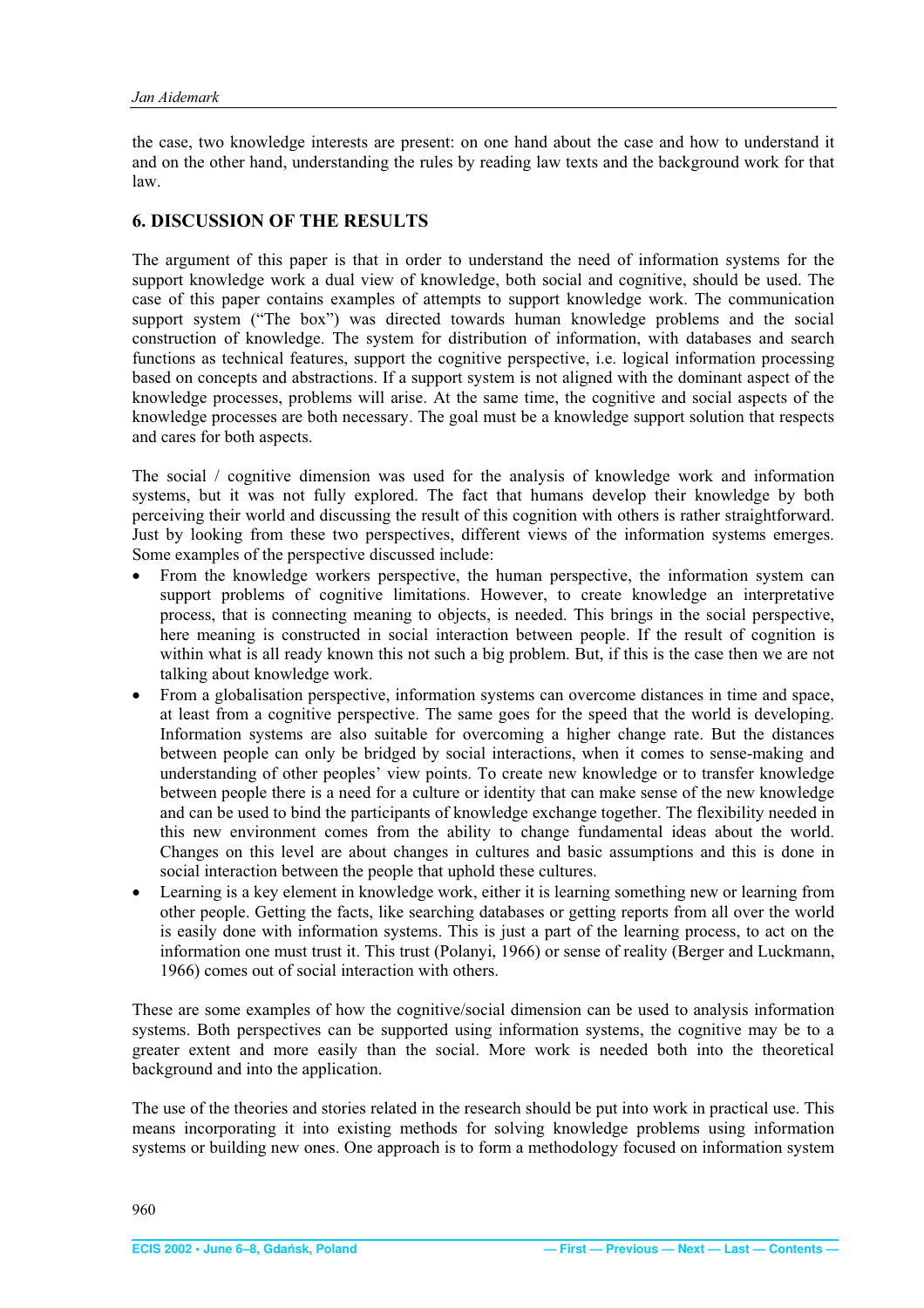the case, two knowledge interests are present: on one hand about the case and how to understand it and on the other hand, understanding the rules by reading law texts and the background work for that law.

## 6. DISCUSSION OF THE RESULTS

The argument of this paper is that in order to understand the need of information systems for the support knowledge work a dual view of knowledge, both social and cognitive, should be used. The case of this paper contains examples of attempts to support knowledge work. The communication support system ("The box") was directed towards human knowledge problems and the social construction of knowledge. The system for distribution of information, with databases and search functions as technical features, support the cognitive perspective, i.e. logical information processing based on concepts and abstractions. If a support system is not aligned with the dominant aspect of the knowledge processes, problems will arise. At the same time, the cognitive and social aspects of the knowledge processes are both necessary. The goal must be a knowledge support solution that respects and cares for both aspects.

The social / cognitive dimension was used for the analysis of knowledge work and information systems, but it was not fully explored. The fact that humans develop their knowledge by both perceiving their world and discussing the result of this cognition with others is rather straightforward. Just by looking from these two perspectives, different views of the information systems emerges. Some examples of the perspective discussed include:

- From the knowledge workers perspective, the human perspective, the information system can support problems of cognitive limitations. However, to create knowledge an interpretative process, that is connecting meaning to objects, is needed. This brings in the social perspective, here meaning is constructed in social interaction between people. If the result of cognition is within what is all ready known this not such a big problem. But, if this is the case then we are not talking about knowledge work.
- From a globalisation perspective, information systems can overcome distances in time and space, at least from a cognitive perspective. The same goes for the speed that the world is developing. Information systems are also suitable for overcoming a higher change rate. But the distances between people can only be bridged by social interactions, when it comes to sense-making and understanding of other peoples' view points. To create new knowledge or to transfer knowledge between people there is a need for a culture or identity that can make sense of the new knowledge and can be used to bind the participants of knowledge exchange together. The flexibility needed in this new environment comes from the ability to change fundamental ideas about the world. Changes on this level are about changes in cultures and basic assumptions and this is done in social interaction between the people that uphold these cultures.
- Learning is a key element in knowledge work, either it is learning something new or learning from other people. Getting the facts, like searching databases or getting reports from all over the world is easily done with information systems. This is just a part of the learning process, to act on the information one must trust it. This trust (Polanyi, 1966) or sense of reality (Berger and Luckmann, 1966) comes out of social interaction with others.

These are some examples of how the cognitive/social dimension can be used to analysis information systems. Both perspectives can be supported using information systems, the cognitive may be to a greater extent and more easily than the social. More work is needed both into the theoretical background and into the application.

The use of the theories and stories related in the research should be put into work in practical use. This means incorporating it into existing methods for solving knowledge problems using information systems or building new ones. One approach is to form a methodology focused on information system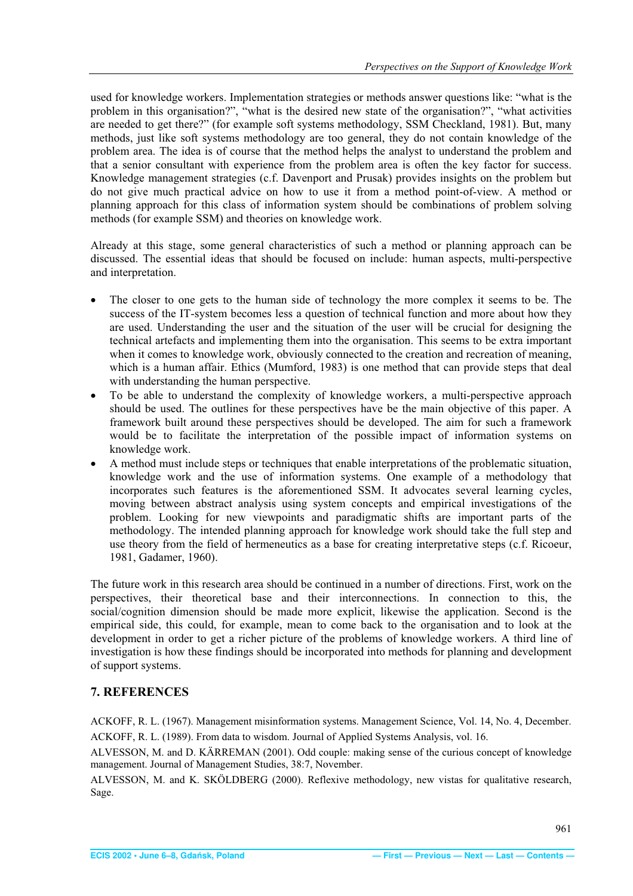used for knowledge workers. Implementation strategies or methods answer questions like: “what is the problem in this organisation?”, “what is the desired new state of the organisation?”, “what activities are needed to get there?” (for example soft systems methodology, SSM Checkland, 1981). But, many methods, just like soft systems methodology are too general, they do not contain knowledge of the problem area. The idea is of course that the method helps the analyst to understand the problem and that a senior consultant with experience from the problem area is often the key factor for success. Knowledge management strategies (c.f. Davenport and Prusak) provides insights on the problem but do not give much practical advice on how to use it from a method point-of-view. A method or planning approach for this class of information system should be combinations of problem solving methods (for example SSM) and theories on knowledge work.

Already at this stage, some general characteristics of such a method or planning approach can be discussed. The essential ideas that should be focused on include: human aspects, multi-perspective and interpretation.

- The closer to one gets to the human side of technology the more complex it seems to be. The success of the IT-system becomes less a question of technical function and more about how they are used. Understanding the user and the situation of the user will be crucial for designing the technical artefacts and implementing them into the organisation. This seems to be extra important when it comes to knowledge work, obviously connected to the creation and recreation of meaning, which is a human affair. Ethics (Mumford, 1983) is one method that can provide steps that deal with understanding the human perspective.
- To be able to understand the complexity of knowledge workers, a multi-perspective approach should be used. The outlines for these perspectives have be the main objective of this paper. A framework built around these perspectives should be developed. The aim for such a framework would be to facilitate the interpretation of the possible impact of information systems on knowledge work.
- A method must include steps or techniques that enable interpretations of the problematic situation, knowledge work and the use of information systems. One example of a methodology that incorporates such features is the aforementioned SSM. It advocates several learning cycles, moving between abstract analysis using system concepts and empirical investigations of the problem. Looking for new viewpoints and paradigmatic shifts are important parts of the methodology. The intended planning approach for knowledge work should take the full step and use theory from the field of hermeneutics as a base for creating interpretative steps (c.f. Ricoeur, 1981, Gadamer, 1960).

The future work in this research area should be continued in a number of directions. First, work on the perspectives, their theoretical base and their interconnections. In connection to this, the social/cognition dimension should be made more explicit, likewise the application. Second is the empirical side, this could, for example, mean to come back to the organisation and to look at the development in order to get a richer picture of the problems of knowledge workers. A third line of investigation is how these findings should be incorporated into methods for planning and development of support systems.

## 7. REFERENCES

ACKOFF, R. L. (1967). Management misinformation systems. Management Science, Vol. 14, No. 4, December.

ACKOFF, R. L. (1989). From data to wisdom. Journal of Applied Systems Analysis, vol. 16.

ALVESSON, M. and D. KÄRREMAN (2001). Odd couple: making sense of the curious concept of knowledge management. Journal of Management Studies, 38:7, November.

ALVESSON, M. and K. SKÖLDBERG (2000). Reflexive methodology, new vistas for qualitative research, Sage.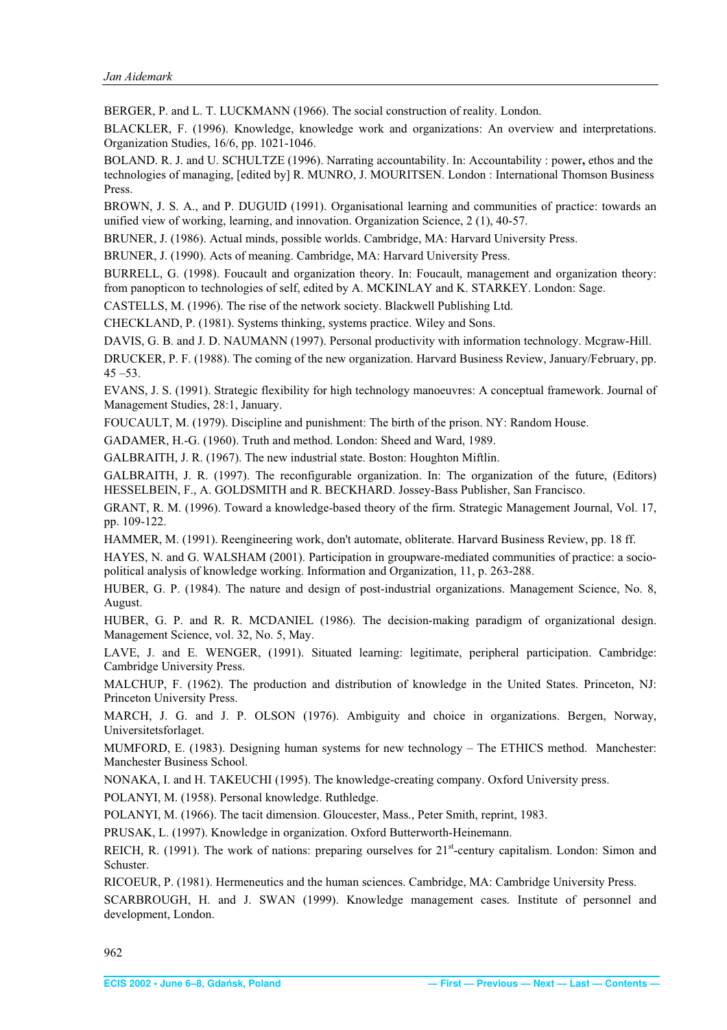BERGER, P. and L. T. LUCKMANN (1966). The social construction of reality. London.

BLACKLER, F. (1996). Knowledge, knowledge work and organizations: An overview and interpretations. Organization Studies, 16/6, pp. 1021-1046.

BOLAND. R. J. and U. SCHULTZE (1996). Narrating accountability. In: Accountability : power**,** ethos and the technologies of managing, [edited by] R. MUNRO, J. MOURITSEN. London : International Thomson Business Press.

BROWN, J. S. A., and P. DUGUID (1991). Organisational learning and communities of practice: towards an unified view of working, learning, and innovation. Organization Science, 2 (1), 40-57.

BRUNER, J. (1986). Actual minds, possible worlds. Cambridge, MA: Harvard University Press.

BRUNER, J. (1990). Acts of meaning. Cambridge, MA: Harvard University Press.

BURRELL, G. (1998). Foucault and organization theory. In: Foucault, management and organization theory: from panopticon to technologies of self, edited by A. MCKINLAY and K. STARKEY. London: Sage.

CASTELLS, M. (1996). The rise of the network society. Blackwell Publishing Ltd.

CHECKLAND, P. (1981). Systems thinking, systems practice. Wiley and Sons.

DAVIS, G. B. and J. D. NAUMANN (1997). Personal productivity with information technology. Mcgraw-Hill.

DRUCKER, P. F. (1988). The coming of the new organization. Harvard Business Review, January/February, pp. 45 –53.

EVANS, J. S. (1991). Strategic flexibility for high technology manoeuvres: A conceptual framework. Journal of Management Studies, 28:1, January.

FOUCAULT, M. (1979). Discipline and punishment: The birth of the prison. NY: Random House.

GADAMER, H.-G. (1960). Truth and method. London: Sheed and Ward, 1989.

GALBRAITH, J. R. (1967). The new industrial state. Boston: Houghton Miftlin.

GALBRAITH, J. R. (1997). The reconfigurable organization. In: The organization of the future, (Editors) HESSELBEIN, F., A. GOLDSMITH and R. BECKHARD. Jossey-Bass Publisher, San Francisco.

GRANT, R. M. (1996). Toward a knowledge-based theory of the firm. Strategic Management Journal, Vol. 17, pp. 109-122.

HAMMER, M. (1991). Reengineering work, don't automate, obliterate. Harvard Business Review, pp. 18 ff.

HAYES, N. and G. WALSHAM (2001). Participation in groupware-mediated communities of practice: a socio-political analysis of knowledge working. Information and Organization, 11, p. 263-288.

HUBER, G. P. (1984). The nature and design of post-industrial organizations. Management Science, No. 8, August.

HUBER, G. P. and R. R. MCDANIEL (1986). The decision-making paradigm of organizational design. Management Science, vol. 32, No. 5, May.

LAVE, J. and E. WENGER, (1991). Situated learning: legitimate, peripheral participation. Cambridge: Cambridge University Press.

MALCHUP, F. (1962). The production and distribution of knowledge in the United States. Princeton, NJ: Princeton University Press.

MARCH, J. G. and J. P. OLSON (1976). Ambiguity and choice in organizations. Bergen, Norway, Universitetsforlaget.

MUMFORD, E. (1983). Designing human systems for new technology – The ETHICS method. Manchester: Manchester Business School.

NONAKA, I. and H. TAKEUCHI (1995). The knowledge-creating company. Oxford University press.

POLANYI, M. (1958). Personal knowledge. Ruthledge.

POLANYI, M. (1966). The tacit dimension. Gloucester, Mass., Peter Smith, reprint, 1983.

PRUSAK, L. (1997). Knowledge in organization. Oxford Butterworth-Heinemann.

REICH, R. (1991). The work of nations: preparing ourselves for 21st-century capitalism. London: Simon and Schuster.

RICOEUR, P. (1981). Hermeneutics and the human sciences. Cambridge, MA: Cambridge University Press.

SCARBROUGH, H. and J. SWAN (1999). Knowledge management cases. Institute of personnel and development, London.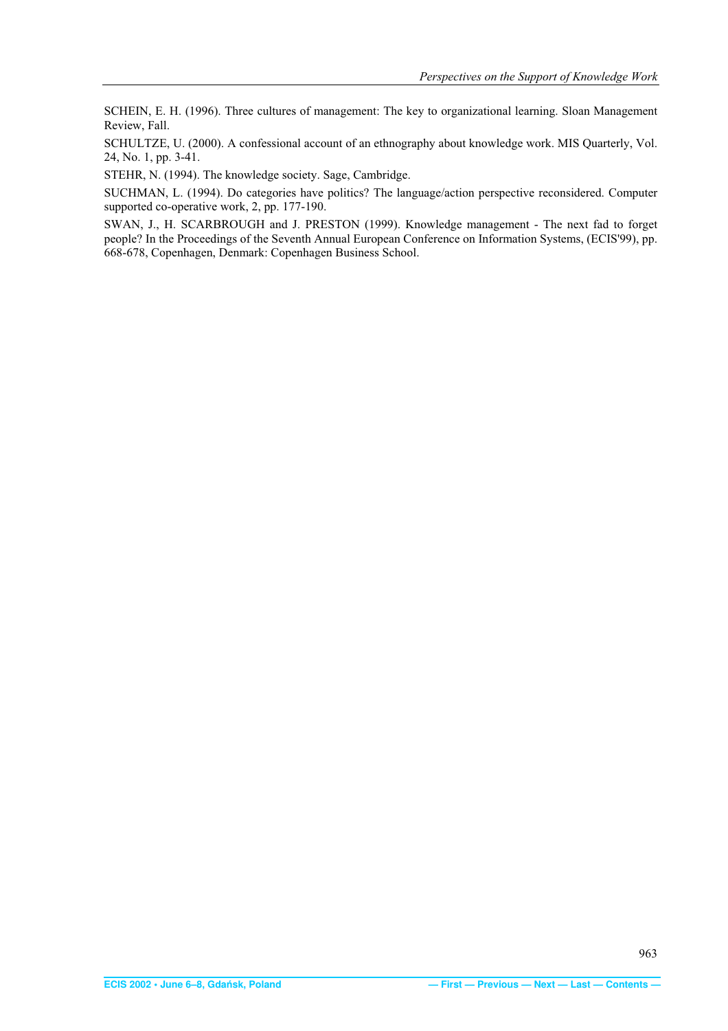SCHEIN, E. H. (1996). Three cultures of management: The key to organizational learning. Sloan Management Review, Fall.

SCHULTZE, U. (2000). A confessional account of an ethnography about knowledge work. MIS Quarterly, Vol. 24, No. 1, pp. 3-41.

STEHR, N. (1994). The knowledge society. Sage, Cambridge.

SUCHMAN, L. (1994). Do categories have politics? The language/action perspective reconsidered. Computer supported co-operative work, 2, pp. 177-190.

SWAN, J., H. SCARBROUGH and J. PRESTON (1999). Knowledge management - The next fad to forget people? In the Proceedings of the Seventh Annual European Conference on Information Systems, (ECIS'99), pp. 668-678, Copenhagen, Denmark: Copenhagen Business School.